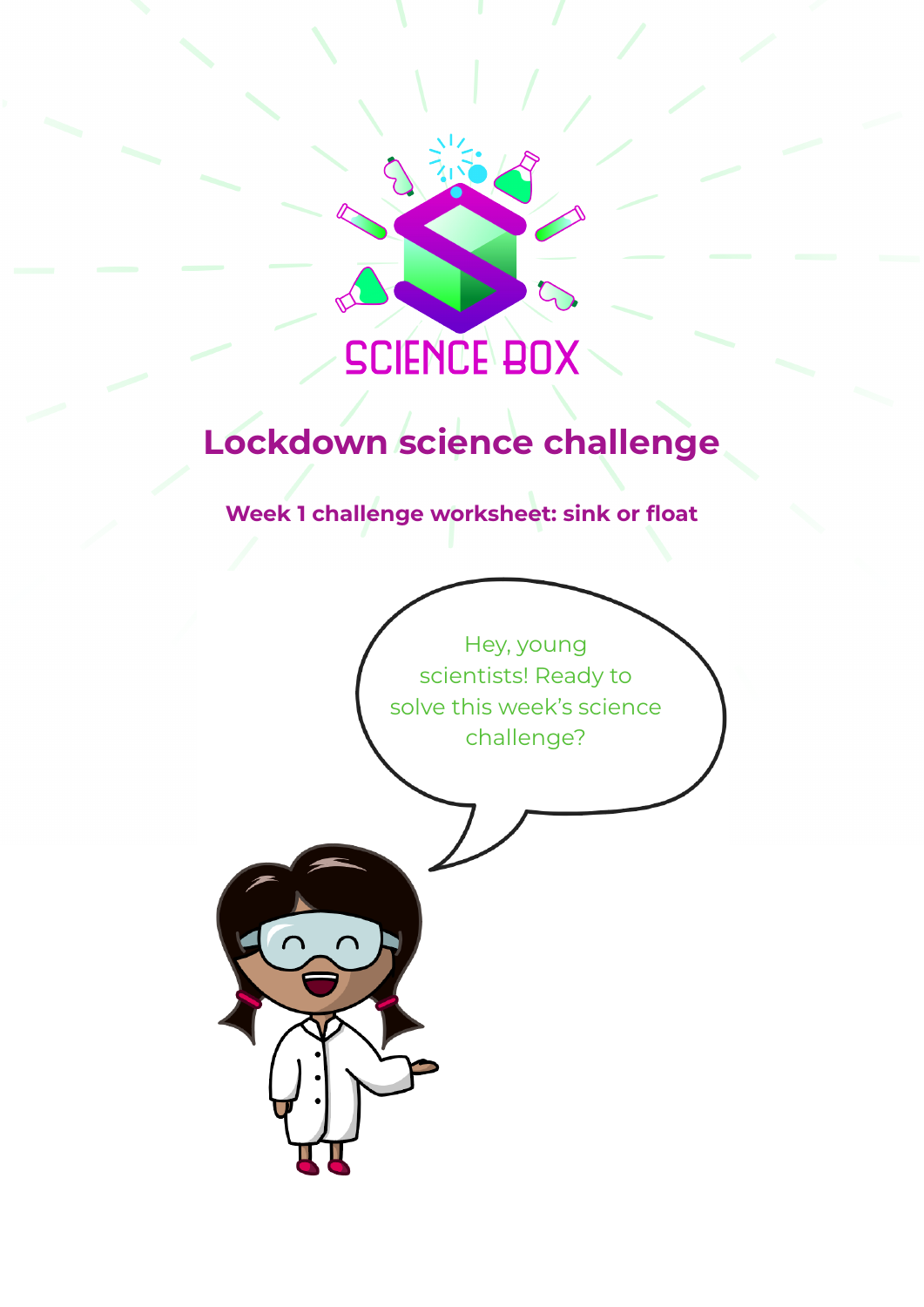SCIENCE BOX

# Lockdown science challenge

## Week 1 challenge worksheet: sink or float

Hey, young scientists! Ready to solve this week's science challenge?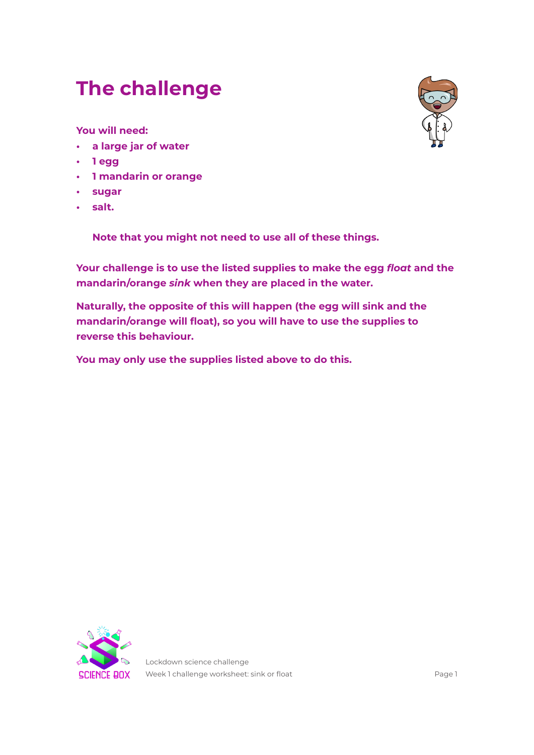# The challenge

**You will need:**

- **a large jar of water**
- **1 egg**
- **1 mandarin or orange**
- **sugar**
- **salt.**

**Note that you might not need to use all of these things.**

**Your challenge is to use the listed supplies to make the egg *float* and the mandarin/orange *sink* when they are placed in the water.**

**Naturally, the opposite of this will happen (the egg will sink and the mandarin/orange will float), so you will have to use the supplies to reverse this behaviour.**

**You may only use the supplies listed above to do this.**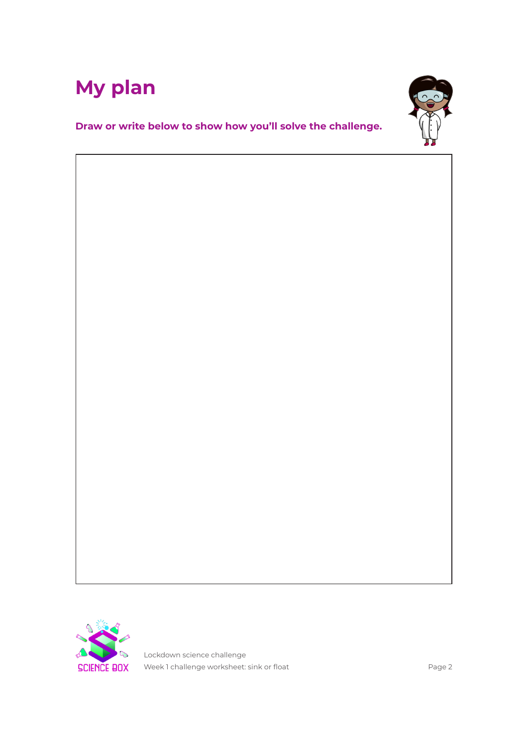# My plan

**Draw or write below to show how you'll solve the challenge.**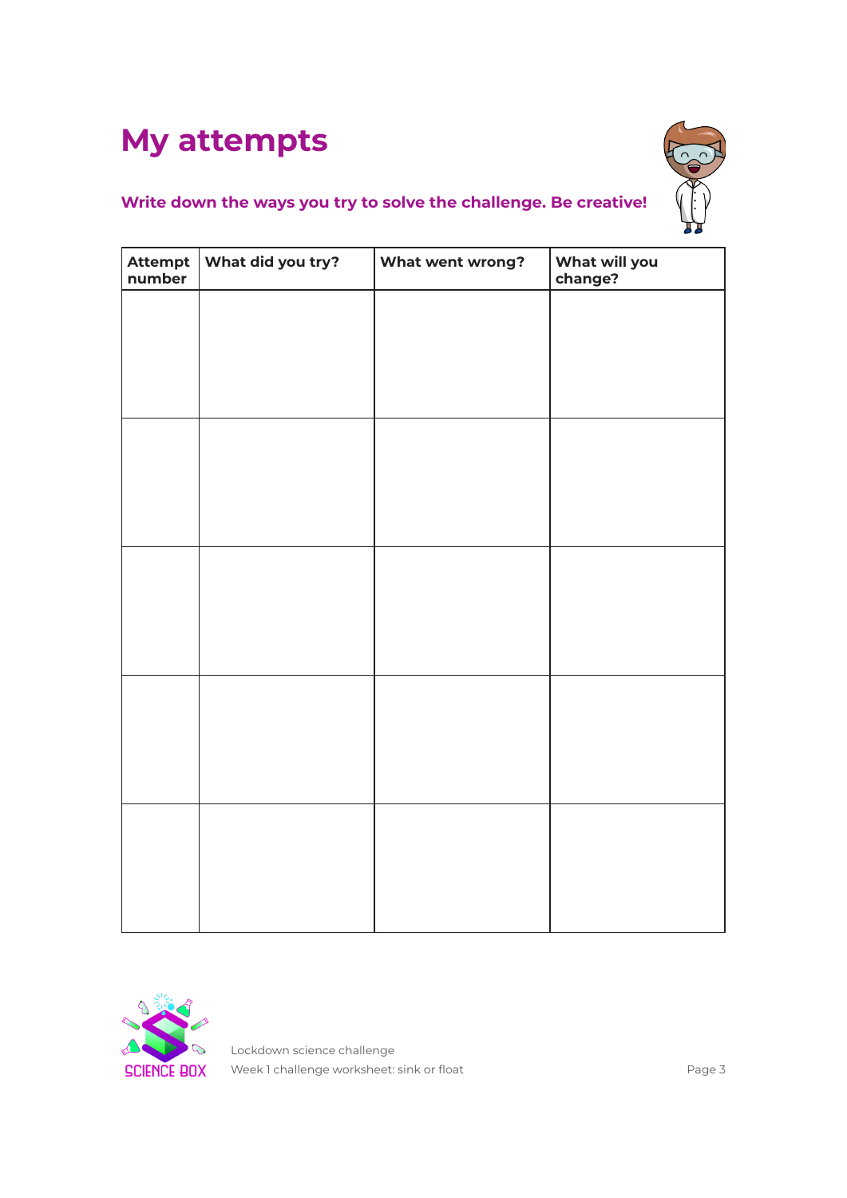# My attempts

**Write down the ways you try to solve the challenge. Be creative!**

| Attempt number | What did you try? | What went wrong? | What will you change? |
|---|---|---|---|
| | | | |
| | | | |
| | | | |
| | | | |
| | | | |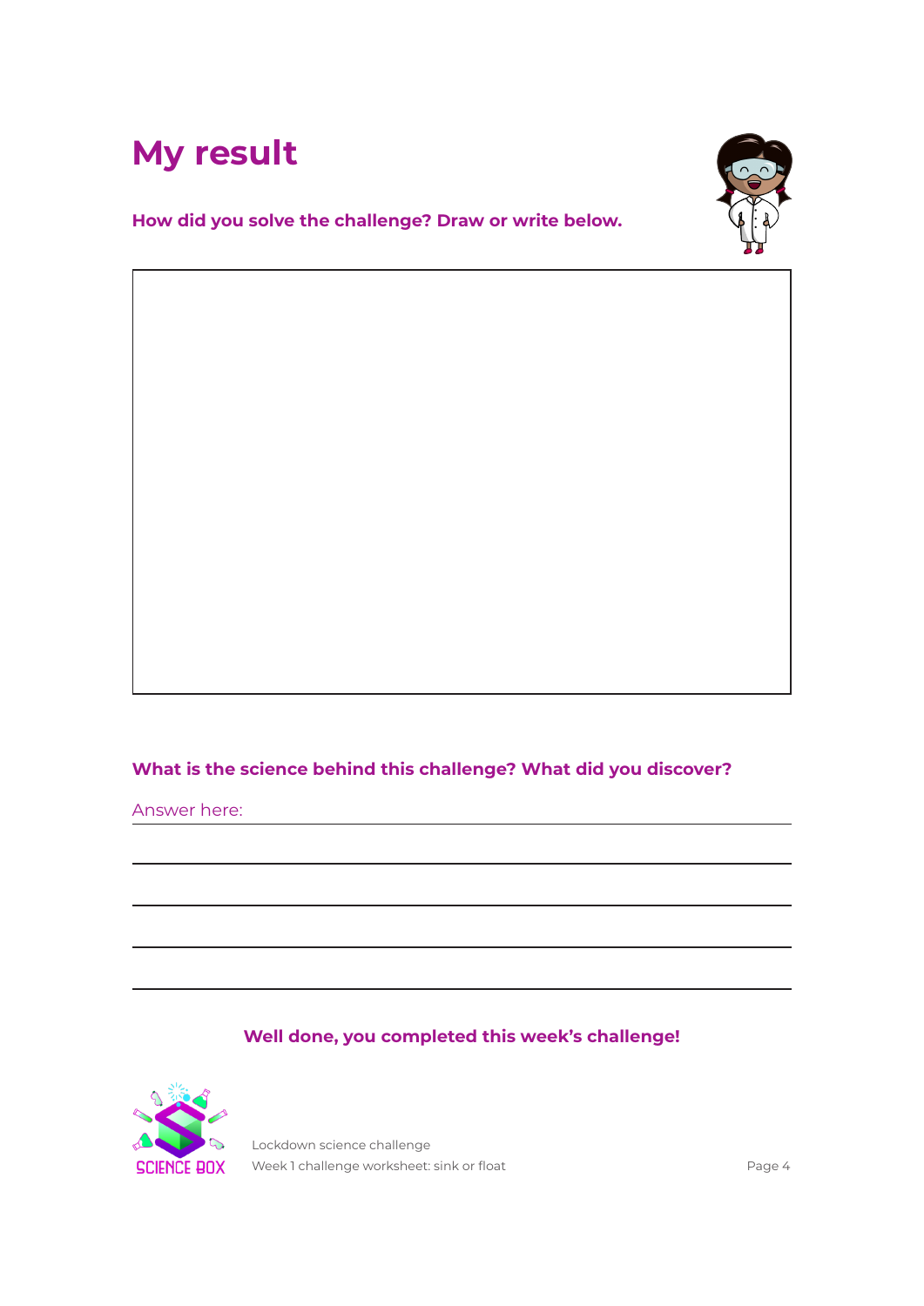# My result

**How did you solve the challenge? Draw or write below.**

**What is the science behind this challenge? What did you discover?**

Answer here:

**Well done, you completed this week's challenge!**

SCIENCE BOX

Lockdown science challenge

Week 1 challenge worksheet: sink or float